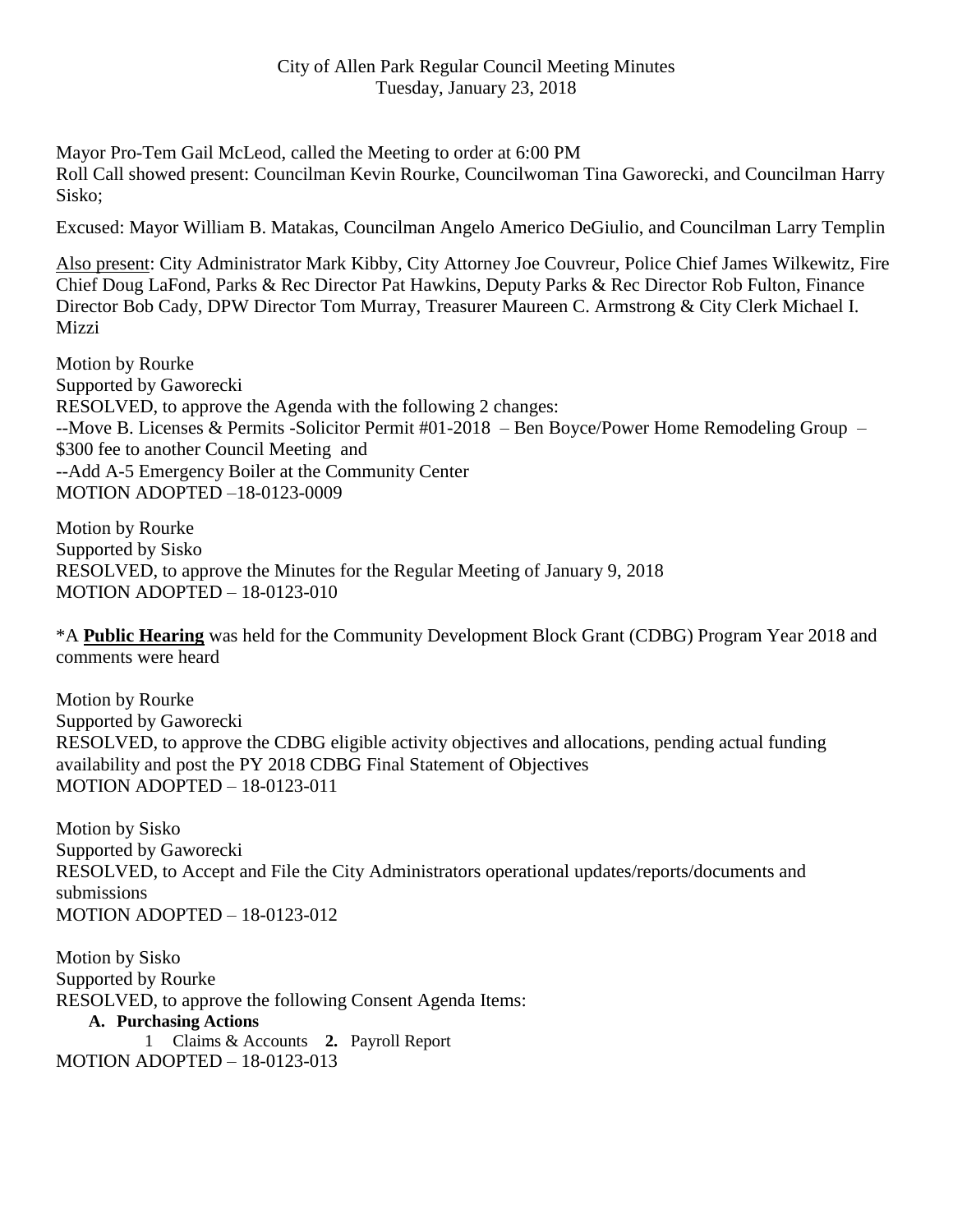City of Allen Park Regular Council Meeting Minutes
Tuesday, January 23, 2018

Mayor Pro-Tem Gail McLeod, called the Meeting to order at 6:00 PM
Roll Call showed present: Councilman Kevin Rourke, Councilwoman Tina Gaworecki, and Councilman Harry Sisko;

Excused: Mayor William B. Matakas, Councilman Angelo Americo DeGiulio, and Councilman Larry Templin

Also present: City Administrator Mark Kibby, City Attorney Joe Couvreur, Police Chief James Wilkewitz, Fire Chief Doug LaFond, Parks & Rec Director Pat Hawkins, Deputy Parks & Rec Director Rob Fulton, Finance Director Bob Cady, DPW Director Tom Murray, Treasurer Maureen C. Armstrong & City Clerk Michael I. Mizzi

Motion by Rourke
Supported by Gaworecki
RESOLVED, to approve the Agenda with the following 2 changes:
--Move B. Licenses & Permits -Solicitor Permit #01-2018 – Ben Boyce/Power Home Remodeling Group – $300 fee to another Council Meeting and
--Add A-5 Emergency Boiler at the Community Center
MOTION ADOPTED –18-0123-0009

Motion by Rourke
Supported by Sisko
RESOLVED, to approve the Minutes for the Regular Meeting of January 9, 2018
MOTION ADOPTED – 18-0123-010

*A **Public Hearing** was held for the Community Development Block Grant (CDBG) Program Year 2018 and comments were heard

Motion by Rourke
Supported by Gaworecki
RESOLVED, to approve the CDBG eligible activity objectives and allocations, pending actual funding availability and post the PY 2018 CDBG Final Statement of Objectives
MOTION ADOPTED – 18-0123-011

Motion by Sisko
Supported by Gaworecki
RESOLVED, to Accept and File the City Administrators operational updates/reports/documents and submissions
MOTION ADOPTED – 18-0123-012

Motion by Sisko
Supported by Rourke
RESOLVED, to approve the following Consent Agenda Items:

**A. Purchasing Actions**

1 Claims & Accounts **2.** Payroll Report

MOTION ADOPTED – 18-0123-013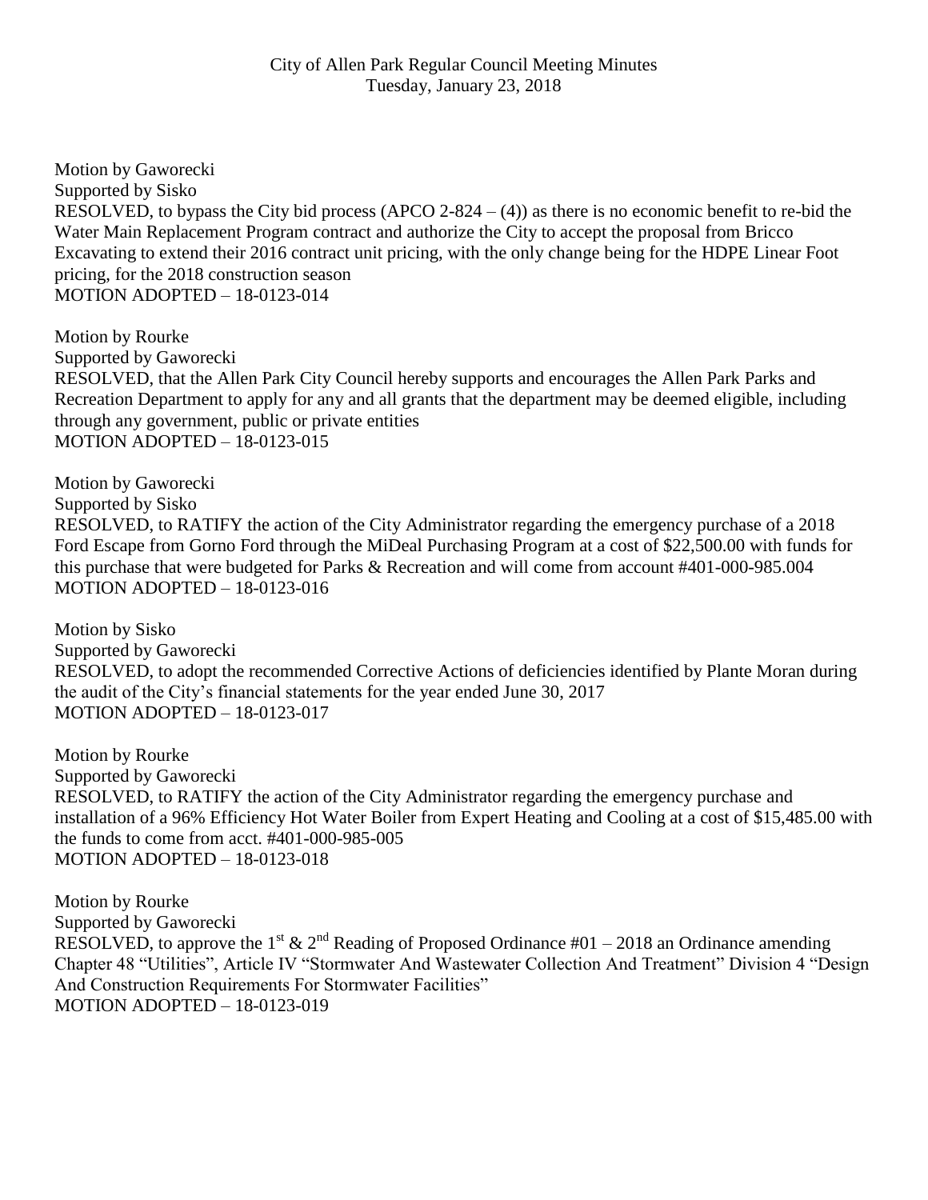Motion by Gaworecki
Supported by Sisko
RESOLVED, to bypass the City bid process (APCO 2-824 – (4)) as there is no economic benefit to re-bid the Water Main Replacement Program contract and authorize the City to accept the proposal from Bricco Excavating to extend their 2016 contract unit pricing, with the only change being for the HDPE Linear Foot pricing, for the 2018 construction season
MOTION ADOPTED – 18-0123-014

Motion by Rourke
Supported by Gaworecki
RESOLVED, that the Allen Park City Council hereby supports and encourages the Allen Park Parks and Recreation Department to apply for any and all grants that the department may be deemed eligible, including through any government, public or private entities
MOTION ADOPTED – 18-0123-015

Motion by Gaworecki
Supported by Sisko
RESOLVED, to RATIFY the action of the City Administrator regarding the emergency purchase of a 2018 Ford Escape from Gorno Ford through the MiDeal Purchasing Program at a cost of $22,500.00 with funds for this purchase that were budgeted for Parks & Recreation and will come from account #401-000-985.004
MOTION ADOPTED – 18-0123-016

Motion by Sisko
Supported by Gaworecki
RESOLVED, to adopt the recommended Corrective Actions of deficiencies identified by Plante Moran during the audit of the City's financial statements for the year ended June 30, 2017
MOTION ADOPTED – 18-0123-017

Motion by Rourke
Supported by Gaworecki
RESOLVED, to RATIFY the action of the City Administrator regarding the emergency purchase and installation of a 96% Efficiency Hot Water Boiler from Expert Heating and Cooling at a cost of $15,485.00 with the funds to come from acct. #401-000-985-005
MOTION ADOPTED – 18-0123-018

Motion by Rourke
Supported by Gaworecki
RESOLVED, to approve the 1st & 2nd Reading of Proposed Ordinance #01 – 2018 an Ordinance amending Chapter 48 "Utilities", Article IV "Stormwater And Wastewater Collection And Treatment" Division 4 "Design And Construction Requirements For Stormwater Facilities"
MOTION ADOPTED – 18-0123-019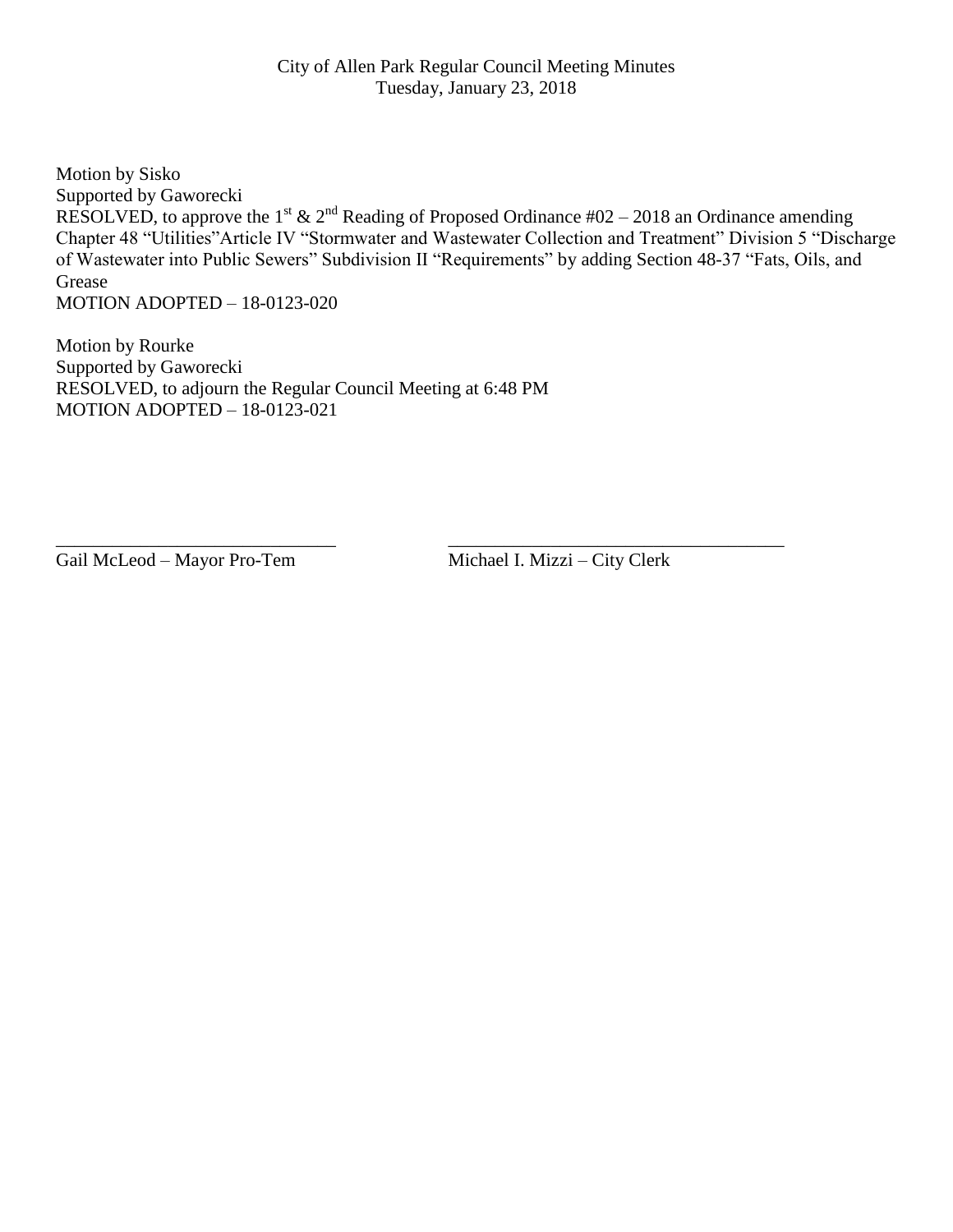City of Allen Park Regular Council Meeting Minutes
Tuesday, January 23, 2018

Motion by Sisko
Supported by Gaworecki
RESOLVED, to approve the 1st & 2nd Reading of Proposed Ordinance #02 – 2018 an Ordinance amending Chapter 48 "Utilities"Article IV "Stormwater and Wastewater Collection and Treatment" Division 5 "Discharge of Wastewater into Public Sewers" Subdivision II "Requirements" by adding Section 48-37 "Fats, Oils, and Grease
MOTION ADOPTED – 18-0123-020

Motion by Rourke
Supported by Gaworecki
RESOLVED, to adjourn the Regular Council Meeting at 6:48 PM
MOTION ADOPTED – 18-0123-021

\_\_\_\_\_\_\_\_\_\_\_\_\_\_\_\_\_\_\_\_\_\_\_\_\_\_\_\_\_\_ \_\_\_\_\_\_\_\_\_\_\_\_\_\_\_\_\_\_\_\_\_\_\_\_\_\_\_\_\_\_\_\_\_\_\_\_\_
Gail McLeod – Mayor Pro-Tem Michael I. Mizzi – City Clerk